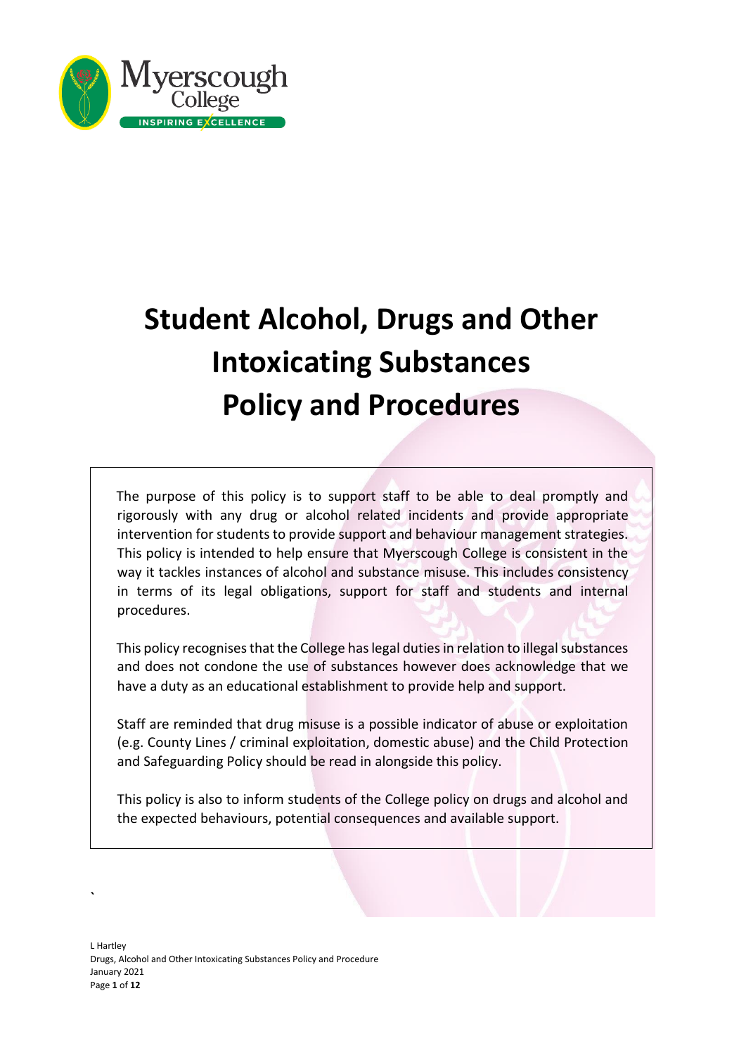# Student Alcohol, Drugs and Other Intoxicating Substances Policy and Procedures

The purpose of this policy is to support staff to be able to deal promptly and rigorously with any drug or alcohol related incidents and provide appropriate intervention for students to provide support and behaviour management strategies. This policy is intended to help ensure that Myerscough College is consistent in the way it tackles instances of alcohol and substance misuse. This includes consistency in terms of its legal obligations, support for staff and students and internal procedures.

This policy recognises that the College has legal duties in relation to illegal substances and does not condone the use of substances however does acknowledge that we have a duty as an educational establishment to provide help and support.

Staff are reminded that drug misuse is a possible indicator of abuse or exploitation (e.g. County Lines / criminal exploitation, domestic abuse) and the Child Protection and Safeguarding Policy should be read in alongside this policy.

This policy is also to inform students of the College policy on drugs and alcohol and the expected behaviours, potential consequences and available support.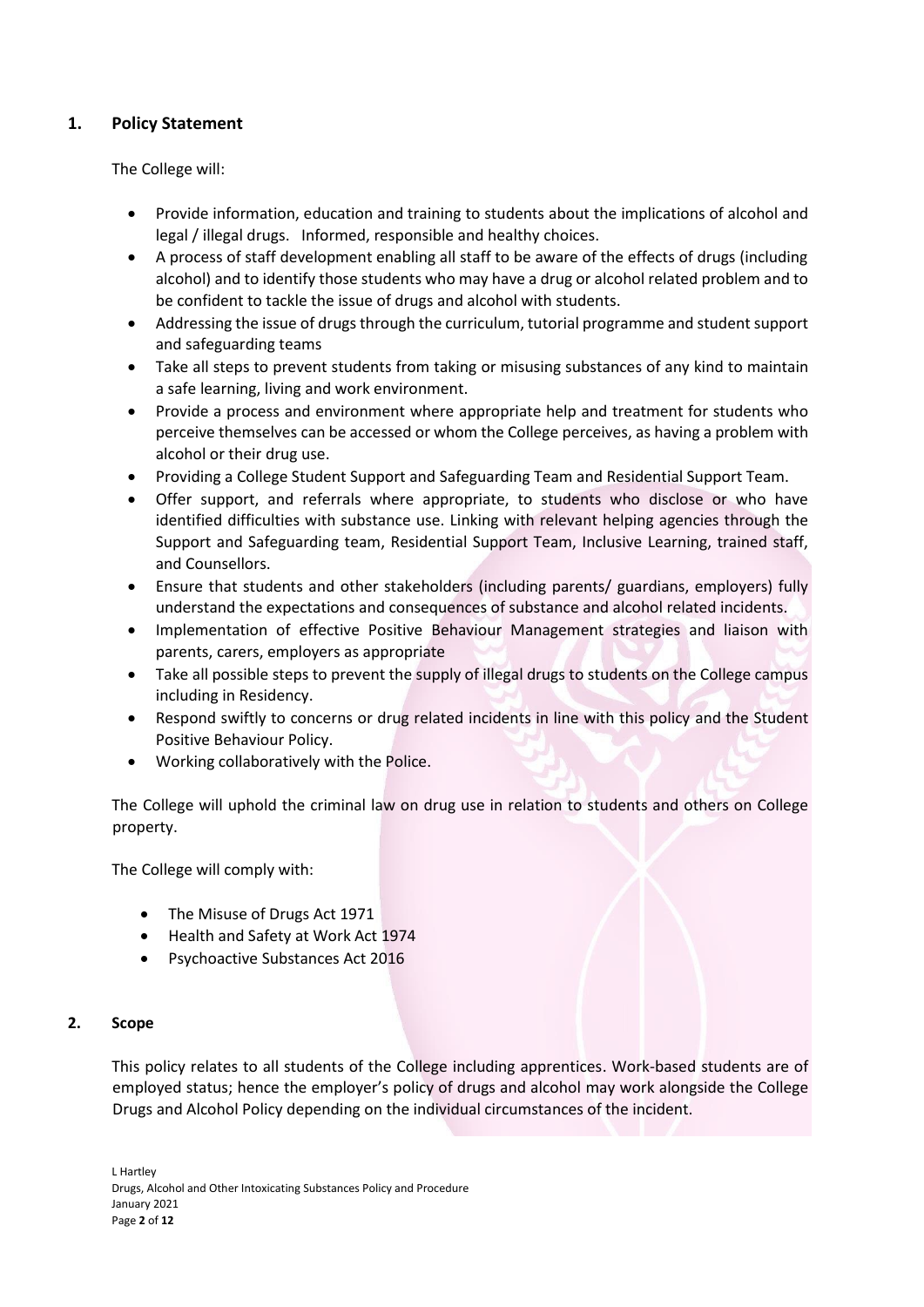## 1. Policy Statement

The College will:

- Provide information, education and training to students about the implications of alcohol and legal / illegal drugs. Informed, responsible and healthy choices.
- A process of staff development enabling all staff to be aware of the effects of drugs (including alcohol) and to identify those students who may have a drug or alcohol related problem and to be confident to tackle the issue of drugs and alcohol with students.
- Addressing the issue of drugs through the curriculum, tutorial programme and student support and safeguarding teams
- Take all steps to prevent students from taking or misusing substances of any kind to maintain a safe learning, living and work environment.
- Provide a process and environment where appropriate help and treatment for students who perceive themselves can be accessed or whom the College perceives, as having a problem with alcohol or their drug use.
- Providing a College Student Support and Safeguarding Team and Residential Support Team.
- Offer support, and referrals where appropriate, to students who disclose or who have identified difficulties with substance use. Linking with relevant helping agencies through the Support and Safeguarding team, Residential Support Team, Inclusive Learning, trained staff, and Counsellors.
- Ensure that students and other stakeholders (including parents/ guardians, employers) fully understand the expectations and consequences of substance and alcohol related incidents.
- Implementation of effective Positive Behaviour Management strategies and liaison with parents, carers, employers as appropriate
- Take all possible steps to prevent the supply of illegal drugs to students on the College campus including in Residency.
- Respond swiftly to concerns or drug related incidents in line with this policy and the Student Positive Behaviour Policy.
- Working collaboratively with the Police.

The College will uphold the criminal law on drug use in relation to students and others on College property.

The College will comply with:

- The Misuse of Drugs Act 1971
- Health and Safety at Work Act 1974
- Psychoactive Substances Act 2016

## 2. Scope

This policy relates to all students of the College including apprentices. Work-based students are of employed status; hence the employer's policy of drugs and alcohol may work alongside the College Drugs and Alcohol Policy depending on the individual circumstances of the incident.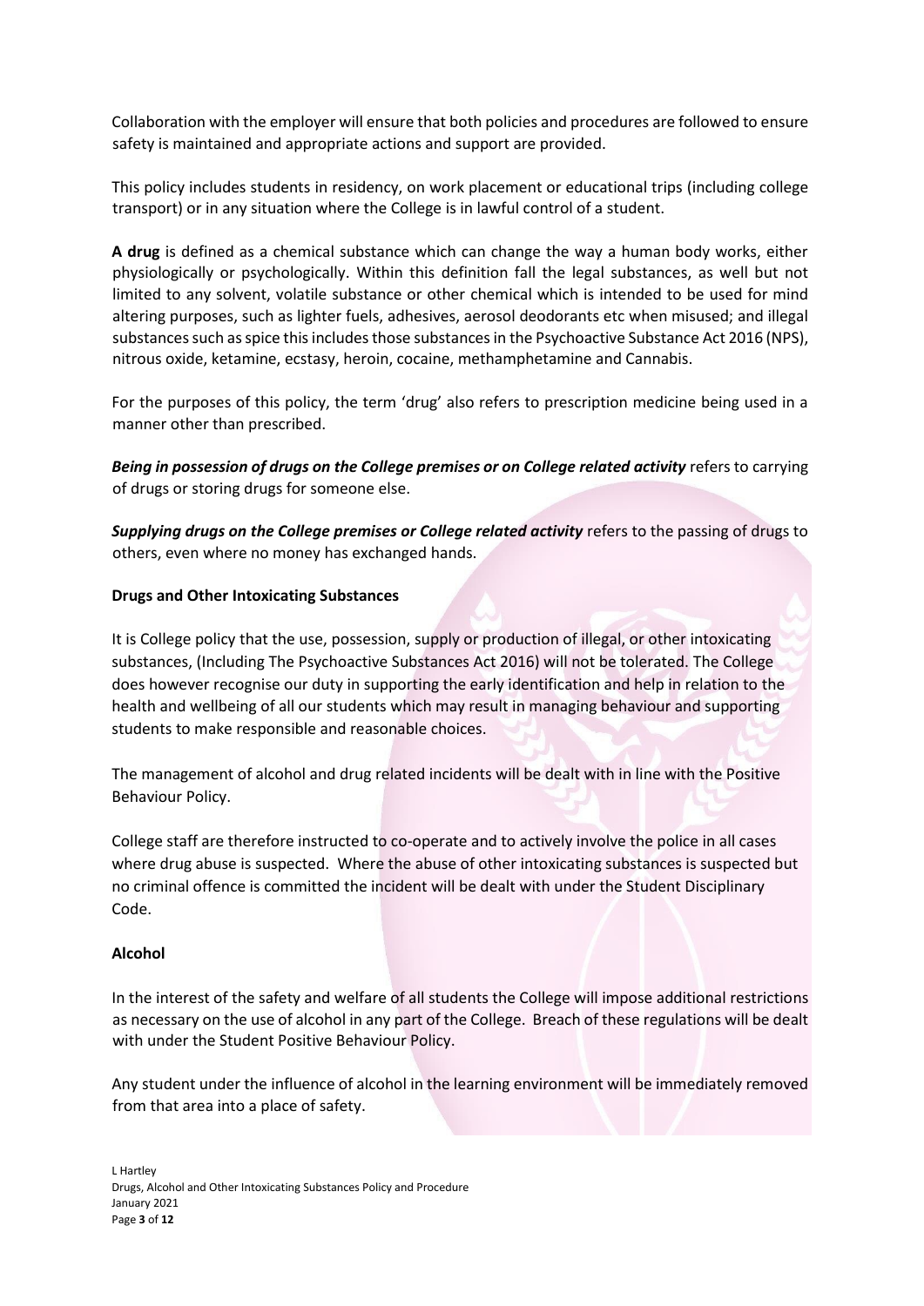Collaboration with the employer will ensure that both policies and procedures are followed to ensure safety is maintained and appropriate actions and support are provided.

This policy includes students in residency, on work placement or educational trips (including college transport) or in any situation where the College is in lawful control of a student.

**A drug** is defined as a chemical substance which can change the way a human body works, either physiologically or psychologically. Within this definition fall the legal substances, as well but not limited to any solvent, volatile substance or other chemical which is intended to be used for mind altering purposes, such as lighter fuels, adhesives, aerosol deodorants etc when misused; and illegal substances such as spice this includes those substances in the Psychoactive Substance Act 2016 (NPS), nitrous oxide, ketamine, ecstasy, heroin, cocaine, methamphetamine and Cannabis.

For the purposes of this policy, the term 'drug' also refers to prescription medicine being used in a manner other than prescribed.

***Being in possession of drugs on the College premises or on College related activity*** refers to carrying of drugs or storing drugs for someone else.

***Supplying drugs on the College premises or College related activity*** refers to the passing of drugs to others, even where no money has exchanged hands.

**Drugs and Other Intoxicating Substances**

It is College policy that the use, possession, supply or production of illegal, or other intoxicating substances, (Including The Psychoactive Substances Act 2016) will not be tolerated. The College does however recognise our duty in supporting the early identification and help in relation to the health and wellbeing of all our students which may result in managing behaviour and supporting students to make responsible and reasonable choices.

The management of alcohol and drug related incidents will be dealt with in line with the Positive Behaviour Policy.

College staff are therefore instructed to co-operate and to actively involve the police in all cases where drug abuse is suspected. Where the abuse of other intoxicating substances is suspected but no criminal offence is committed the incident will be dealt with under the Student Disciplinary Code.

**Alcohol**

In the interest of the safety and welfare of all students the College will impose additional restrictions as necessary on the use of alcohol in any part of the College. Breach of these regulations will be dealt with under the Student Positive Behaviour Policy.

Any student under the influence of alcohol in the learning environment will be immediately removed from that area into a place of safety.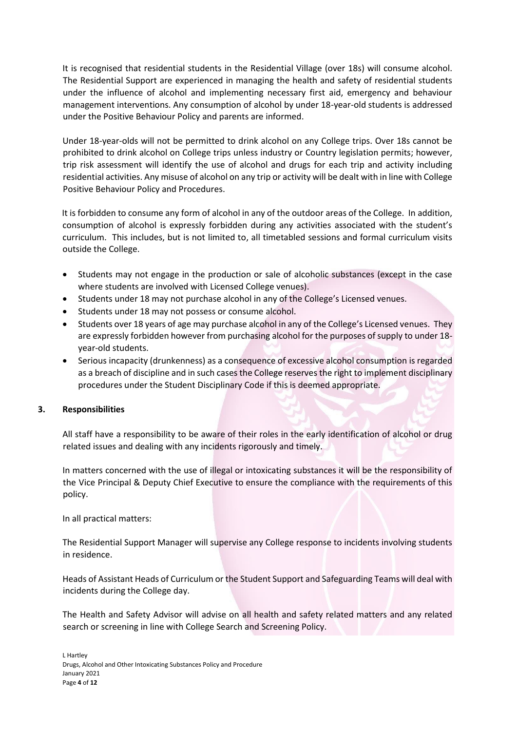It is recognised that residential students in the Residential Village (over 18s) will consume alcohol. The Residential Support are experienced in managing the health and safety of residential students under the influence of alcohol and implementing necessary first aid, emergency and behaviour management interventions. Any consumption of alcohol by under 18-year-old students is addressed under the Positive Behaviour Policy and parents are informed.

Under 18-year-olds will not be permitted to drink alcohol on any College trips. Over 18s cannot be prohibited to drink alcohol on College trips unless industry or Country legislation permits; however, trip risk assessment will identify the use of alcohol and drugs for each trip and activity including residential activities. Any misuse of alcohol on any trip or activity will be dealt with in line with College Positive Behaviour Policy and Procedures.

It is forbidden to consume any form of alcohol in any of the outdoor areas of the College. In addition, consumption of alcohol is expressly forbidden during any activities associated with the student's curriculum. This includes, but is not limited to, all timetabled sessions and formal curriculum visits outside the College.

- Students may not engage in the production or sale of alcoholic substances (except in the case where students are involved with Licensed College venues).
- Students under 18 may not purchase alcohol in any of the College's Licensed venues.
- Students under 18 may not possess or consume alcohol.
- Students over 18 years of age may purchase alcohol in any of the College's Licensed venues. They are expressly forbidden however from purchasing alcohol for the purposes of supply to under 18-year-old students.
- Serious incapacity (drunkenness) as a consequence of excessive alcohol consumption is regarded as a breach of discipline and in such cases the College reserves the right to implement disciplinary procedures under the Student Disciplinary Code if this is deemed appropriate.

## 3. Responsibilities

All staff have a responsibility to be aware of their roles in the early identification of alcohol or drug related issues and dealing with any incidents rigorously and timely.

In matters concerned with the use of illegal or intoxicating substances it will be the responsibility of the Vice Principal & Deputy Chief Executive to ensure the compliance with the requirements of this policy.

In all practical matters:

The Residential Support Manager will supervise any College response to incidents involving students in residence.

Heads of Assistant Heads of Curriculum or the Student Support and Safeguarding Teams will deal with incidents during the College day.

The Health and Safety Advisor will advise on all health and safety related matters and any related search or screening in line with College Search and Screening Policy.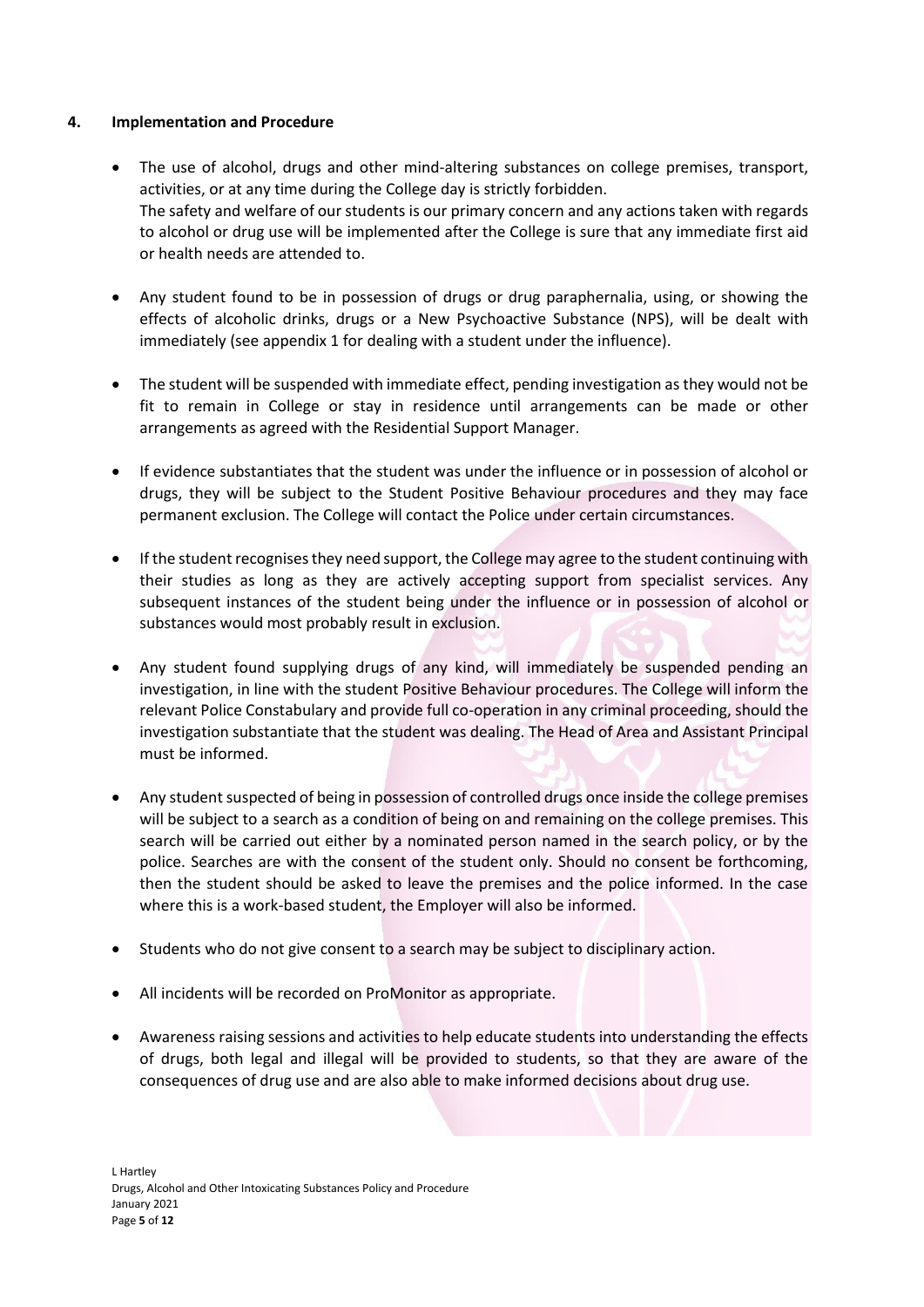## 4. Implementation and Procedure

- The use of alcohol, drugs and other mind-altering substances on college premises, transport, activities, or at any time during the College day is strictly forbidden.
  The safety and welfare of our students is our primary concern and any actions taken with regards to alcohol or drug use will be implemented after the College is sure that any immediate first aid or health needs are attended to.

- Any student found to be in possession of drugs or drug paraphernalia, using, or showing the effects of alcoholic drinks, drugs or a New Psychoactive Substance (NPS), will be dealt with immediately (see appendix 1 for dealing with a student under the influence).

- The student will be suspended with immediate effect, pending investigation as they would not be fit to remain in College or stay in residence until arrangements can be made or other arrangements as agreed with the Residential Support Manager.

- If evidence substantiates that the student was under the influence or in possession of alcohol or drugs, they will be subject to the Student Positive Behaviour procedures and they may face permanent exclusion. The College will contact the Police under certain circumstances.

- If the student recognises they need support, the College may agree to the student continuing with their studies as long as they are actively accepting support from specialist services. Any subsequent instances of the student being under the influence or in possession of alcohol or substances would most probably result in exclusion.

- Any student found supplying drugs of any kind, will immediately be suspended pending an investigation, in line with the student Positive Behaviour procedures. The College will inform the relevant Police Constabulary and provide full co-operation in any criminal proceeding, should the investigation substantiate that the student was dealing. The Head of Area and Assistant Principal must be informed.

- Any student suspected of being in possession of controlled drugs once inside the college premises will be subject to a search as a condition of being on and remaining on the college premises. This search will be carried out either by a nominated person named in the search policy, or by the police. Searches are with the consent of the student only. Should no consent be forthcoming, then the student should be asked to leave the premises and the police informed. In the case where this is a work-based student, the Employer will also be informed.

- Students who do not give consent to a search may be subject to disciplinary action.

- All incidents will be recorded on ProMonitor as appropriate.

- Awareness raising sessions and activities to help educate students into understanding the effects of drugs, both legal and illegal will be provided to students, so that they are aware of the consequences of drug use and are also able to make informed decisions about drug use.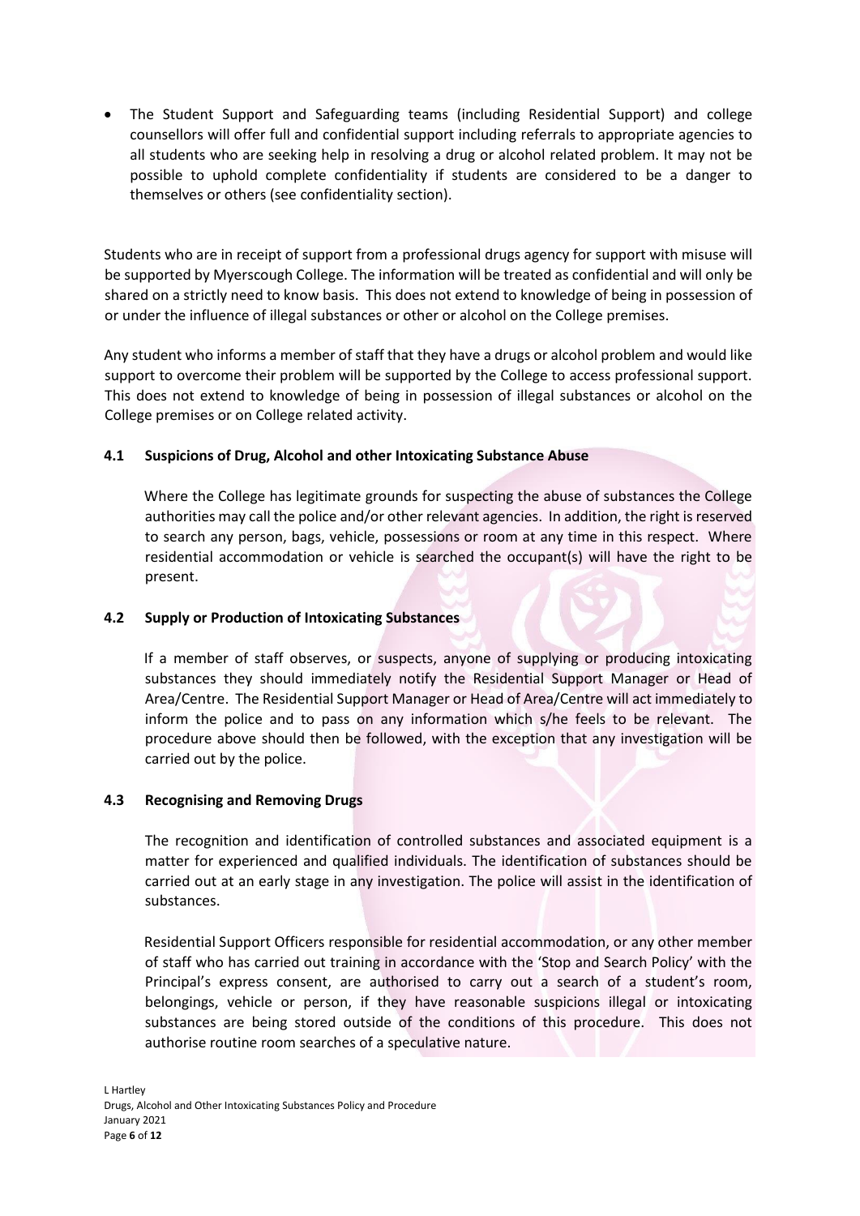- The Student Support and Safeguarding teams (including Residential Support) and college counsellors will offer full and confidential support including referrals to appropriate agencies to all students who are seeking help in resolving a drug or alcohol related problem. It may not be possible to uphold complete confidentiality if students are considered to be a danger to themselves or others (see confidentiality section).

Students who are in receipt of support from a professional drugs agency for support with misuse will be supported by Myerscough College. The information will be treated as confidential and will only be shared on a strictly need to know basis. This does not extend to knowledge of being in possession of or under the influence of illegal substances or other or alcohol on the College premises.

Any student who informs a member of staff that they have a drugs or alcohol problem and would like support to overcome their problem will be supported by the College to access professional support. This does not extend to knowledge of being in possession of illegal substances or alcohol on the College premises or on College related activity.

### 4.1 Suspicions of Drug, Alcohol and other Intoxicating Substance Abuse

Where the College has legitimate grounds for suspecting the abuse of substances the College authorities may call the police and/or other relevant agencies. In addition, the right is reserved to search any person, bags, vehicle, possessions or room at any time in this respect. Where residential accommodation or vehicle is searched the occupant(s) will have the right to be present.

### 4.2 Supply or Production of Intoxicating Substances

If a member of staff observes, or suspects, anyone of supplying or producing intoxicating substances they should immediately notify the Residential Support Manager or Head of Area/Centre. The Residential Support Manager or Head of Area/Centre will act immediately to inform the police and to pass on any information which s/he feels to be relevant. The procedure above should then be followed, with the exception that any investigation will be carried out by the police.

### 4.3 Recognising and Removing Drugs

The recognition and identification of controlled substances and associated equipment is a matter for experienced and qualified individuals. The identification of substances should be carried out at an early stage in any investigation. The police will assist in the identification of substances.

Residential Support Officers responsible for residential accommodation, or any other member of staff who has carried out training in accordance with the 'Stop and Search Policy' with the Principal's express consent, are authorised to carry out a search of a student's room, belongings, vehicle or person, if they have reasonable suspicions illegal or intoxicating substances are being stored outside of the conditions of this procedure. This does not authorise routine room searches of a speculative nature.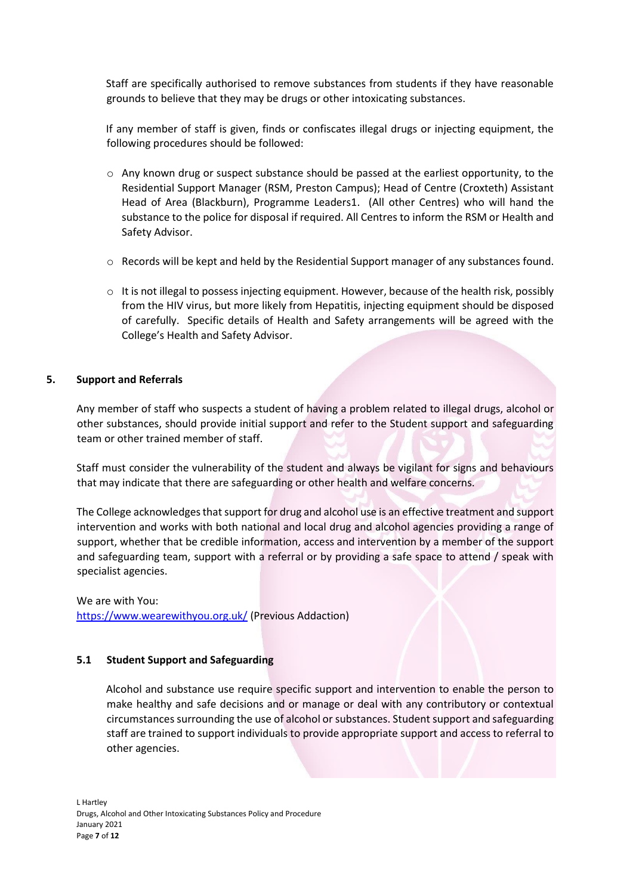Staff are specifically authorised to remove substances from students if they have reasonable grounds to believe that they may be drugs or other intoxicating substances.

If any member of staff is given, finds or confiscates illegal drugs or injecting equipment, the following procedures should be followed:

- Any known drug or suspect substance should be passed at the earliest opportunity, to the Residential Support Manager (RSM, Preston Campus); Head of Centre (Croxteth) Assistant Head of Area (Blackburn), Programme Leaders1. (All other Centres) who will hand the substance to the police for disposal if required. All Centres to inform the RSM or Health and Safety Advisor.
- Records will be kept and held by the Residential Support manager of any substances found.
- It is not illegal to possess injecting equipment. However, because of the health risk, possibly from the HIV virus, but more likely from Hepatitis, injecting equipment should be disposed of carefully. Specific details of Health and Safety arrangements will be agreed with the College's Health and Safety Advisor.

## 5. Support and Referrals

Any member of staff who suspects a student of having a problem related to illegal drugs, alcohol or other substances, should provide initial support and refer to the Student support and safeguarding team or other trained member of staff.

Staff must consider the vulnerability of the student and always be vigilant for signs and behaviours that may indicate that there are safeguarding or other health and welfare concerns.

The College acknowledges that support for drug and alcohol use is an effective treatment and support intervention and works with both national and local drug and alcohol agencies providing a range of support, whether that be credible information, access and intervention by a member of the support and safeguarding team, support with a referral or by providing a safe space to attend / speak with specialist agencies.

We are with You:
https://www.wearewithyou.org.uk/ (Previous Addaction)

### 5.1 Student Support and Safeguarding

Alcohol and substance use require specific support and intervention to enable the person to make healthy and safe decisions and or manage or deal with any contributory or contextual circumstances surrounding the use of alcohol or substances. Student support and safeguarding staff are trained to support individuals to provide appropriate support and access to referral to other agencies.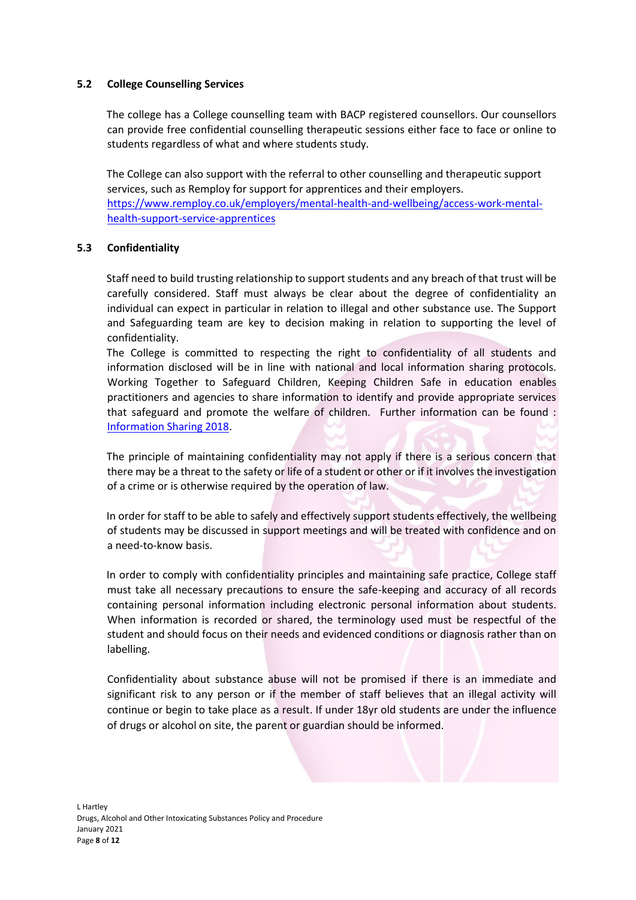### 5.2 College Counselling Services

The college has a College counselling team with BACP registered counsellors. Our counsellors can provide free confidential counselling therapeutic sessions either face to face or online to students regardless of what and where students study.

The College can also support with the referral to other counselling and therapeutic support services, such as Remploy for support for apprentices and their employers. [https://www.remploy.co.uk/employers/mental-health-and-wellbeing/access-work-mental-health-support-service-apprentices](https://www.remploy.co.uk/employers/mental-health-and-wellbeing/access-work-mental-health-support-service-apprentices)

### 5.3 Confidentiality

Staff need to build trusting relationship to support students and any breach of that trust will be carefully considered. Staff must always be clear about the degree of confidentiality an individual can expect in particular in relation to illegal and other substance use. The Support and Safeguarding team are key to decision making in relation to supporting the level of confidentiality.

The College is committed to respecting the right to confidentiality of all students and information disclosed will be in line with national and local information sharing protocols. Working Together to Safeguard Children, Keeping Children Safe in education enables practitioners and agencies to share information to identify and provide appropriate services that safeguard and promote the welfare of children. Further information can be found : Information Sharing 2018.

The principle of maintaining confidentiality may not apply if there is a serious concern that there may be a threat to the safety or life of a student or other or if it involves the investigation of a crime or is otherwise required by the operation of law.

In order for staff to be able to safely and effectively support students effectively, the wellbeing of students may be discussed in support meetings and will be treated with confidence and on a need-to-know basis.

In order to comply with confidentiality principles and maintaining safe practice, College staff must take all necessary precautions to ensure the safe-keeping and accuracy of all records containing personal information including electronic personal information about students. When information is recorded or shared, the terminology used must be respectful of the student and should focus on their needs and evidenced conditions or diagnosis rather than on labelling.

Confidentiality about substance abuse will not be promised if there is an immediate and significant risk to any person or if the member of staff believes that an illegal activity will continue or begin to take place as a result. If under 18yr old students are under the influence of drugs or alcohol on site, the parent or guardian should be informed.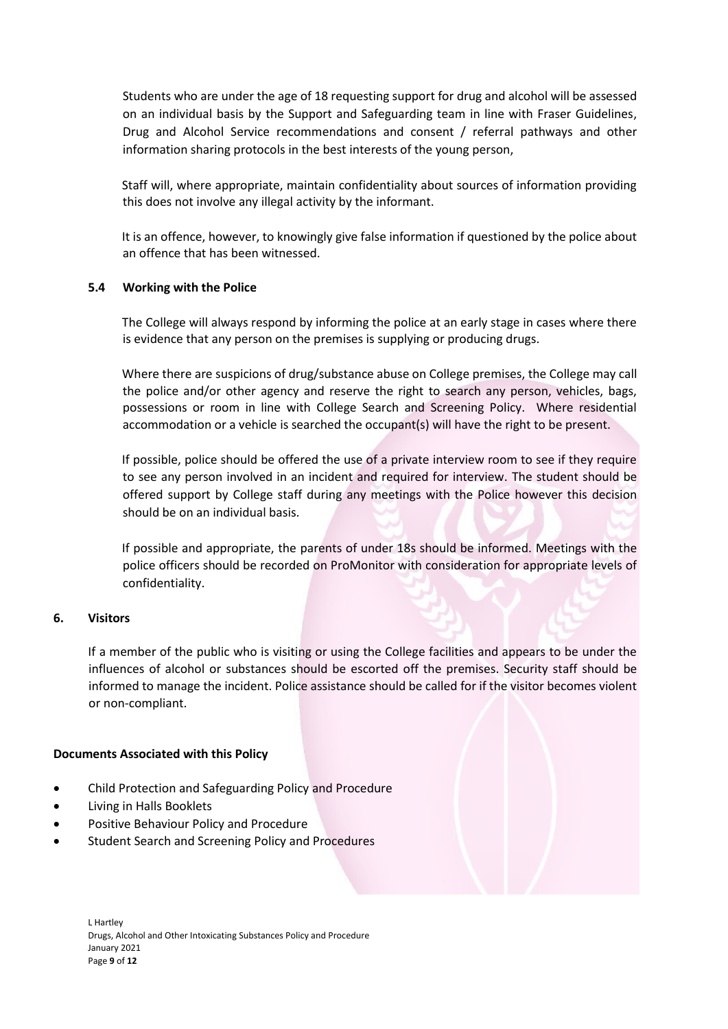Students who are under the age of 18 requesting support for drug and alcohol will be assessed on an individual basis by the Support and Safeguarding team in line with Fraser Guidelines, Drug and Alcohol Service recommendations and consent / referral pathways and other information sharing protocols in the best interests of the young person,

Staff will, where appropriate, maintain confidentiality about sources of information providing this does not involve any illegal activity by the informant.

It is an offence, however, to knowingly give false information if questioned by the police about an offence that has been witnessed.

### 5.4 Working with the Police

The College will always respond by informing the police at an early stage in cases where there is evidence that any person on the premises is supplying or producing drugs.

Where there are suspicions of drug/substance abuse on College premises, the College may call the police and/or other agency and reserve the right to search any person, vehicles, bags, possessions or room in line with College Search and Screening Policy. Where residential accommodation or a vehicle is searched the occupant(s) will have the right to be present.

If possible, police should be offered the use of a private interview room to see if they require to see any person involved in an incident and required for interview. The student should be offered support by College staff during any meetings with the Police however this decision should be on an individual basis.

If possible and appropriate, the parents of under 18s should be informed. Meetings with the police officers should be recorded on ProMonitor with consideration for appropriate levels of confidentiality.

## 6. Visitors

If a member of the public who is visiting or using the College facilities and appears to be under the influences of alcohol or substances should be escorted off the premises. Security staff should be informed to manage the incident. Police assistance should be called for if the visitor becomes violent or non-compliant.

**Documents Associated with this Policy**

- Child Protection and Safeguarding Policy and Procedure
- Living in Halls Booklets
- Positive Behaviour Policy and Procedure
- Student Search and Screening Policy and Procedures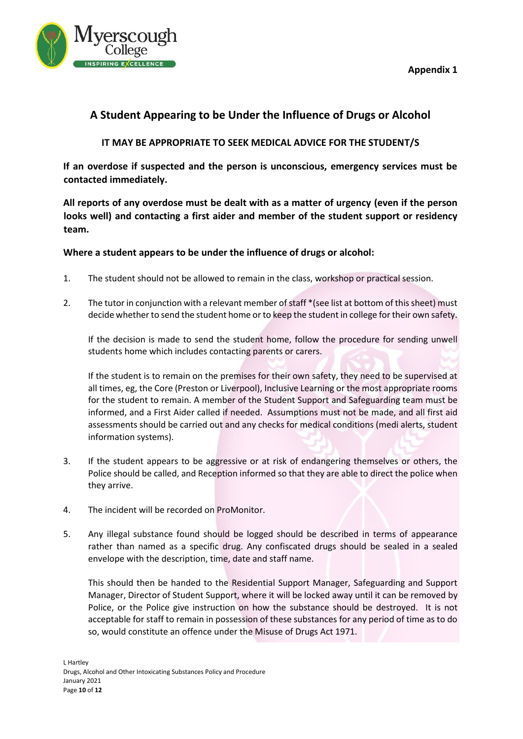**Appendix 1**

## A Student Appearing to be Under the Influence of Drugs or Alcohol

**IT MAY BE APPROPRIATE TO SEEK MEDICAL ADVICE FOR THE STUDENT/S**

**If an overdose if suspected and the person is unconscious, emergency services must be contacted immediately.**

**All reports of any overdose must be dealt with as a matter of urgency (even if the person looks well) and contacting a first aider and member of the student support or residency team.**

**Where a student appears to be under the influence of drugs or alcohol:**

1. The student should not be allowed to remain in the class, workshop or practical session.

2. The tutor in conjunction with a relevant member of staff *(see list at bottom of this sheet) must decide whether to send the student home or to keep the student in college for their own safety.

   If the decision is made to send the student home, follow the procedure for sending unwell students home which includes contacting parents or carers.

   If the student is to remain on the premises for their own safety, they need to be supervised at all times, eg, the Core (Preston or Liverpool), Inclusive Learning or the most appropriate rooms for the student to remain. A member of the Student Support and Safeguarding team must be informed, and a First Aider called if needed. Assumptions must not be made, and all first aid assessments should be carried out and any checks for medical conditions (medi alerts, student information systems).

3. If the student appears to be aggressive or at risk of endangering themselves or others, the Police should be called, and Reception informed so that they are able to direct the police when they arrive.

4. The incident will be recorded on ProMonitor.

5. Any illegal substance found should be logged should be described in terms of appearance rather than named as a specific drug. Any confiscated drugs should be sealed in a sealed envelope with the description, time, date and staff name.

   This should then be handed to the Residential Support Manager, Safeguarding and Support Manager, Director of Student Support, where it will be locked away until it can be removed by Police, or the Police give instruction on how the substance should be destroyed. It is not acceptable for staff to remain in possession of these substances for any period of time as to do so, would constitute an offence under the Misuse of Drugs Act 1971.

L Hartley
Drugs, Alcohol and Other Intoxicating Substances Policy and Procedure
January 2021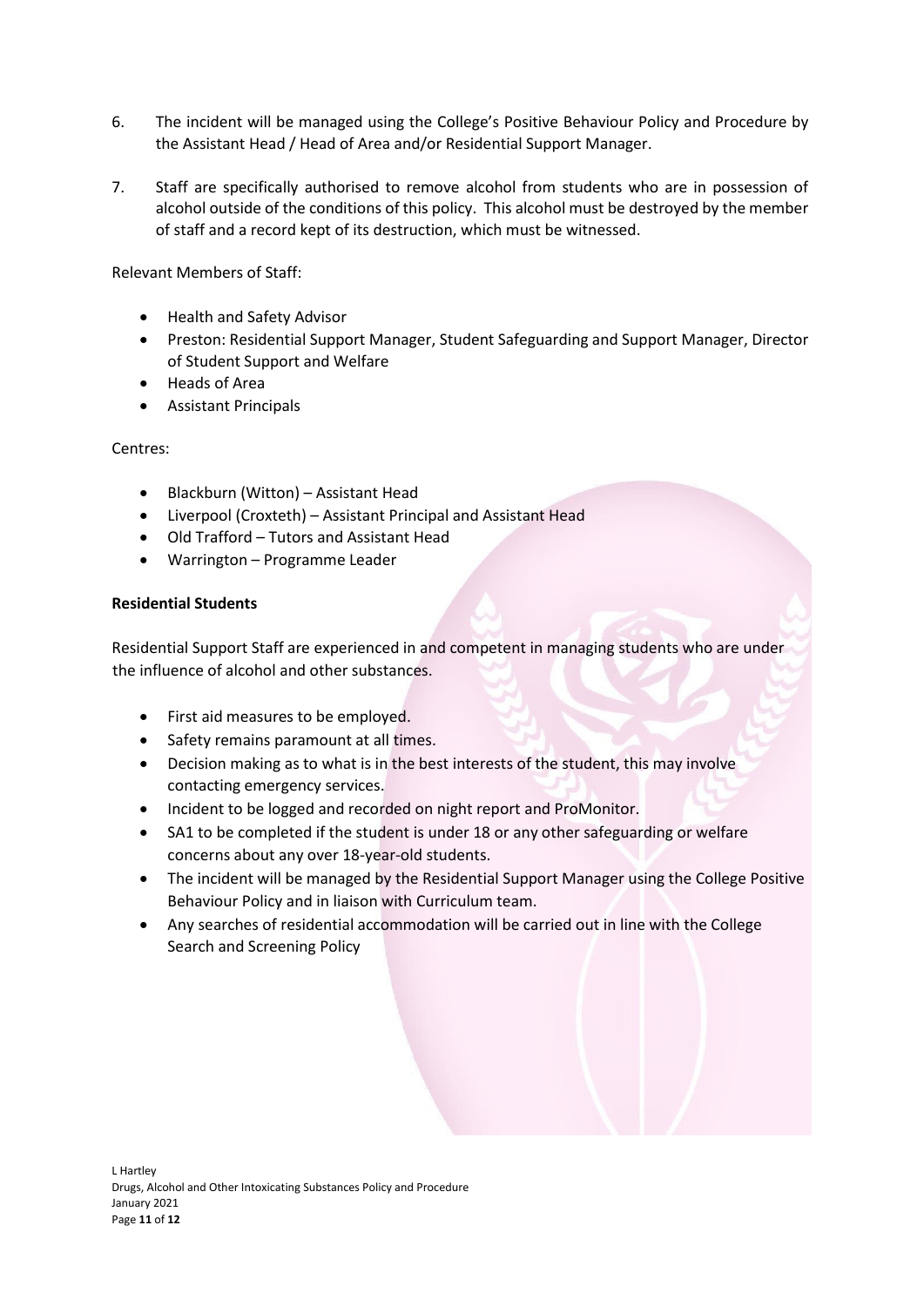6. The incident will be managed using the College's Positive Behaviour Policy and Procedure by the Assistant Head / Head of Area and/or Residential Support Manager.

7. Staff are specifically authorised to remove alcohol from students who are in possession of alcohol outside of the conditions of this policy. This alcohol must be destroyed by the member of staff and a record kept of its destruction, which must be witnessed.

Relevant Members of Staff:

- Health and Safety Advisor
- Preston: Residential Support Manager, Student Safeguarding and Support Manager, Director of Student Support and Welfare
- Heads of Area
- Assistant Principals

Centres:

- Blackburn (Witton) – Assistant Head
- Liverpool (Croxteth) – Assistant Principal and Assistant Head
- Old Trafford – Tutors and Assistant Head
- Warrington – Programme Leader

**Residential Students**

Residential Support Staff are experienced in and competent in managing students who are under the influence of alcohol and other substances.

- First aid measures to be employed.
- Safety remains paramount at all times.
- Decision making as to what is in the best interests of the student, this may involve contacting emergency services.
- Incident to be logged and recorded on night report and ProMonitor.
- SA1 to be completed if the student is under 18 or any other safeguarding or welfare concerns about any over 18-year-old students.
- The incident will be managed by the Residential Support Manager using the College Positive Behaviour Policy and in liaison with Curriculum team.
- Any searches of residential accommodation will be carried out in line with the College Search and Screening Policy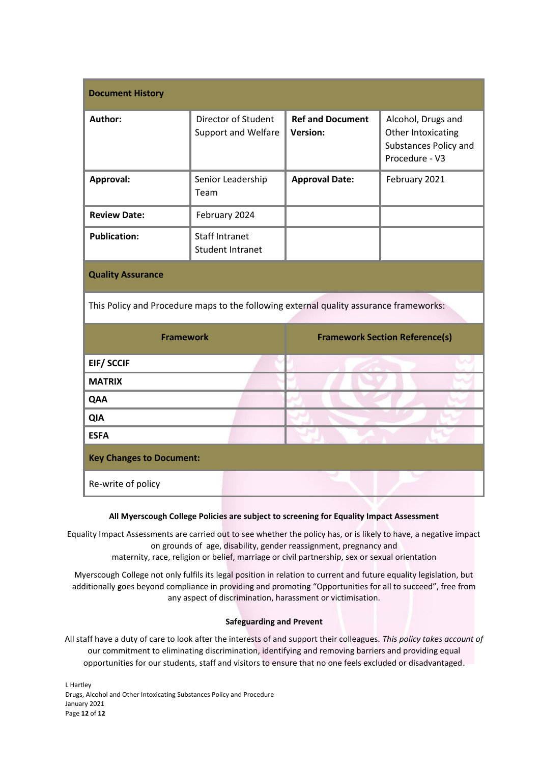| Document History | | | |
|---|---|---|---|
| **Author:** | Director of Student Support and Welfare | **Ref and Document Version:** | Alcohol, Drugs and Other Intoxicating Substances Policy and Procedure - V3 |
| **Approval:** | Senior Leadership Team | **Approval Date:** | February 2021 |
| **Review Date:** | February 2024 | | |
| **Publication:** | Staff Intranet<br>Student Intranet | | |

**Quality Assurance**

This Policy and Procedure maps to the following external quality assurance frameworks:

| Framework | Framework Section Reference(s) |
|---|---|
| **EIF/ SCCIF** | |
| **MATRIX** | |
| **QAA** | |
| **QIA** | |
| **ESFA** | |

**Key Changes to Document:**

Re-write of policy

**All Myerscough College Policies are subject to screening for Equality Impact Assessment**

Equality Impact Assessments are carried out to see whether the policy has, or is likely to have, a negative impact on grounds of age, disability, gender reassignment, pregnancy and maternity, race, religion or belief, marriage or civil partnership, sex or sexual orientation

Myerscough College not only fulfils its legal position in relation to current and future equality legislation, but additionally goes beyond compliance in providing and promoting "Opportunities for all to succeed", free from any aspect of discrimination, harassment or victimisation.

**Safeguarding and Prevent**

All staff have a duty of care to look after the interests of and support their colleagues. *This policy takes account of* our commitment to eliminating discrimination, identifying and removing barriers and providing equal opportunities for our students, staff and visitors to ensure that no one feels excluded or disadvantaged.